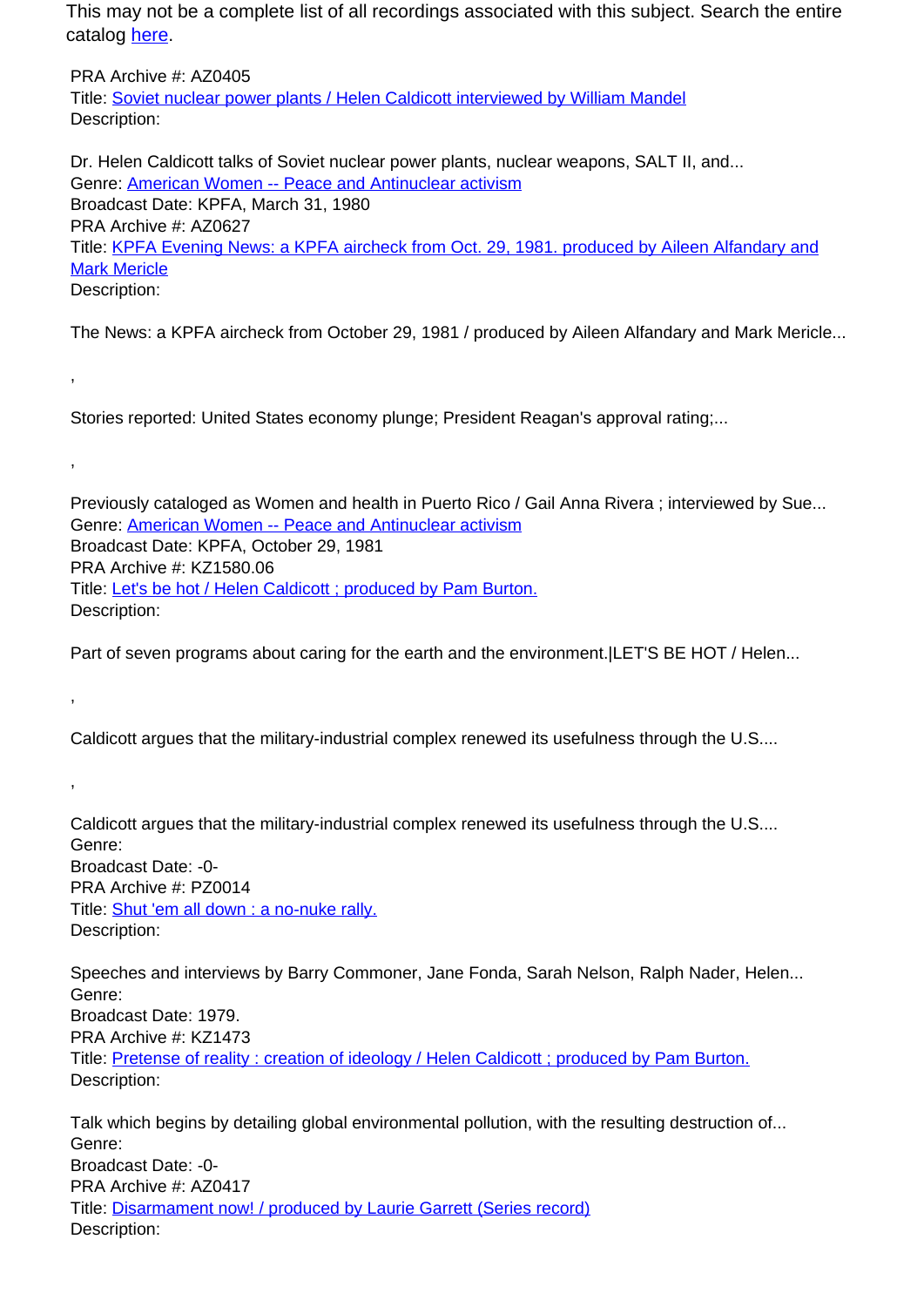This may not be a complete list of all recordings associated with this subject. Search the entire catalog [here](#).

PRA Archive #: AZ0405
Title: [Soviet nuclear power plants / Helen Caldicott interviewed by William Mandel](#)
Description:

Dr. Helen Caldicott talks of Soviet nuclear power plants, nuclear weapons, SALT II, and...
Genre: [American Women -- Peace and Antinuclear activism](#)
Broadcast Date: KPFA, March 31, 1980
PRA Archive #: AZ0627
Title: [KPFA Evening News: a KPFA aircheck from Oct. 29, 1981. produced by Aileen Alfandary and Mark Mericle](#)
Description:

The News: a KPFA aircheck from October 29, 1981 / produced by Aileen Alfandary and Mark Mericle...

,

Stories reported: United States economy plunge; President Reagan's approval rating;...

,

Previously cataloged as Women and health in Puerto Rico / Gail Anna Rivera ; interviewed by Sue...
Genre: [American Women -- Peace and Antinuclear activism](#)
Broadcast Date: KPFA, October 29, 1981
PRA Archive #: KZ1580.06
Title: [Let's be hot / Helen Caldicott ; produced by Pam Burton.](#)
Description:

Part of seven programs about caring for the earth and the environment.|LET'S BE HOT / Helen...

,

Caldicott argues that the military-industrial complex renewed its usefulness through the U.S....

,

Caldicott argues that the military-industrial complex renewed its usefulness through the U.S....
Genre:
Broadcast Date: -0-
PRA Archive #: PZ0014
Title: [Shut 'em all down : a no-nuke rally.](#)
Description:

Speeches and interviews by Barry Commoner, Jane Fonda, Sarah Nelson, Ralph Nader, Helen...
Genre:
Broadcast Date: 1979.
PRA Archive #: KZ1473
Title: [Pretense of reality : creation of ideology / Helen Caldicott ; produced by Pam Burton.](#)
Description:

Talk which begins by detailing global environmental pollution, with the resulting destruction of...
Genre:
Broadcast Date: -0-
PRA Archive #: AZ0417
Title: [Disarmament now! / produced by Laurie Garrett (Series record)](#)
Description: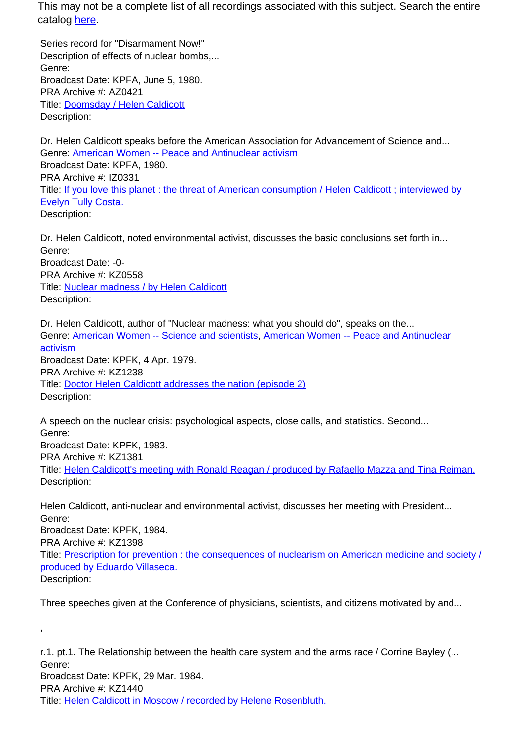This may not be a complete list of all recordings associated with this subject. Search the entire catalog here.

Series record for "Disarmament Now!"
Description of effects of nuclear bombs,...
Genre:
Broadcast Date: KPFA, June 5, 1980.
PRA Archive #: AZ0421
Title: Doomsday / Helen Caldicott
Description:

Dr. Helen Caldicott speaks before the American Association for Advancement of Science and...
Genre: American Women -- Peace and Antinuclear activism
Broadcast Date: KPFA, 1980.
PRA Archive #: IZ0331
Title: If you love this planet : the threat of American consumption / Helen Caldicott ; interviewed by Evelyn Tully Costa.
Description:

Dr. Helen Caldicott, noted environmental activist, discusses the basic conclusions set forth in...
Genre:
Broadcast Date: -0-
PRA Archive #: KZ0558
Title: Nuclear madness / by Helen Caldicott
Description:

Dr. Helen Caldicott, author of "Nuclear madness: what you should do", speaks on the...
Genre: American Women -- Science and scientists, American Women -- Peace and Antinuclear activism
Broadcast Date: KPFK, 4 Apr. 1979.
PRA Archive #: KZ1238
Title: Doctor Helen Caldicott addresses the nation (episode 2)
Description:

A speech on the nuclear crisis: psychological aspects, close calls, and statistics. Second...
Genre:
Broadcast Date: KPFK, 1983.
PRA Archive #: KZ1381
Title: Helen Caldicott's meeting with Ronald Reagan / produced by Rafaello Mazza and Tina Reiman.
Description:

Helen Caldicott, anti-nuclear and environmental activist, discusses her meeting with President...
Genre:
Broadcast Date: KPFK, 1984.
PRA Archive #: KZ1398
Title: Prescription for prevention : the consequences of nuclearism on American medicine and society / produced by Eduardo Villaseca.
Description:

Three speeches given at the Conference of physicians, scientists, and citizens motivated by and...

,

r.1. pt.1. The Relationship between the health care system and the arms race / Corrine Bayley (...
Genre:
Broadcast Date: KPFK, 29 Mar. 1984.
PRA Archive #: KZ1440
Title: Helen Caldicott in Moscow / recorded by Helene Rosenbluth.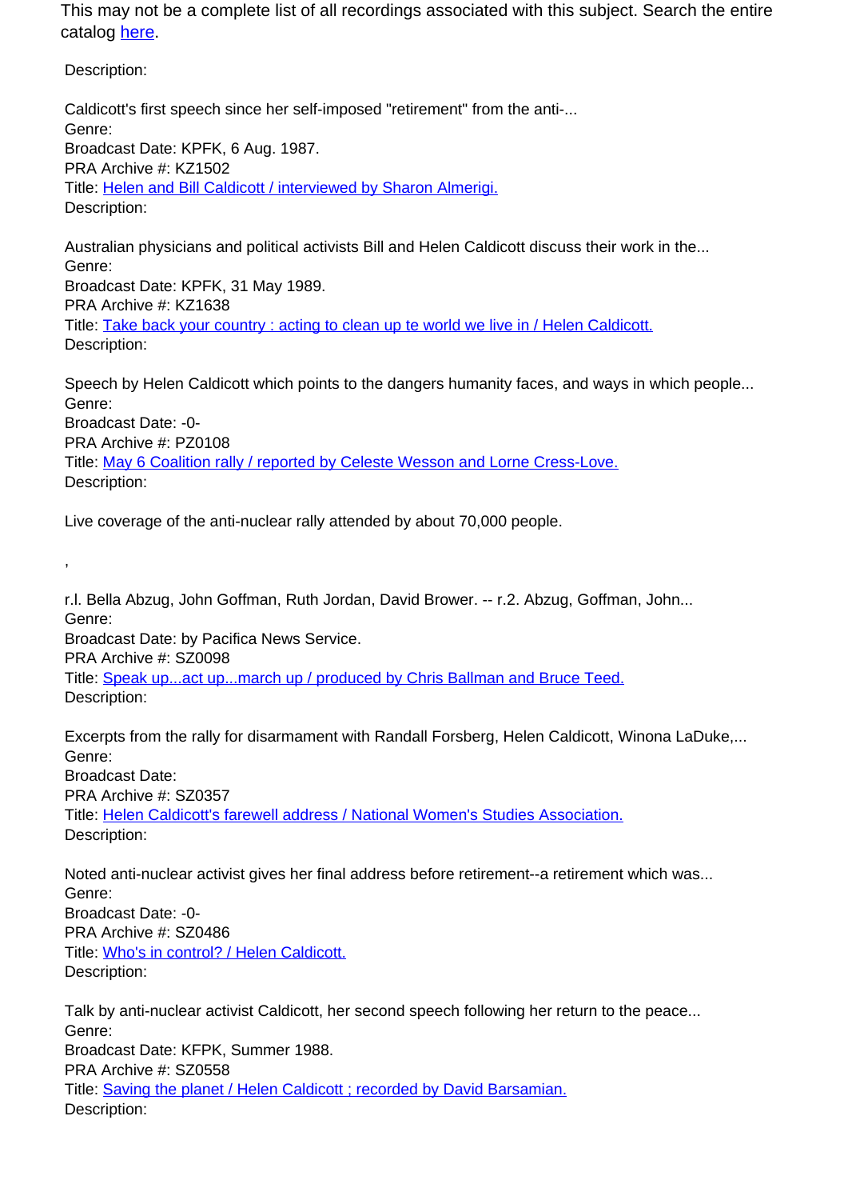This may not be a complete list of all recordings associated with this subject. Search the entire catalog [here](here).

Description:

Caldicott's first speech since her self-imposed "retirement" from the anti-...
Genre:
Broadcast Date: KPFK, 6 Aug. 1987.
PRA Archive #: KZ1502
Title: [Helen and Bill Caldicott / interviewed by Sharon Almerigi.]()
Description:

Australian physicians and political activists Bill and Helen Caldicott discuss their work in the...
Genre:
Broadcast Date: KPFK, 31 May 1989.
PRA Archive #: KZ1638
Title: [Take back your country : acting to clean up te world we live in / Helen Caldicott.]()
Description:

Speech by Helen Caldicott which points to the dangers humanity faces, and ways in which people...
Genre:
Broadcast Date: -0-
PRA Archive #: PZ0108
Title: [May 6 Coalition rally / reported by Celeste Wesson and Lorne Cress-Love.]()
Description:

Live coverage of the anti-nuclear rally attended by about 70,000 people.

,

r.l. Bella Abzug, John Goffman, Ruth Jordan, David Brower. -- r.2. Abzug, Goffman, John...
Genre:
Broadcast Date: by Pacifica News Service.
PRA Archive #: SZ0098
Title: [Speak up...act up...march up / produced by Chris Ballman and Bruce Teed.]()
Description:

Excerpts from the rally for disarmament with Randall Forsberg, Helen Caldicott, Winona LaDuke,...
Genre:
Broadcast Date:
PRA Archive #: SZ0357
Title: [Helen Caldicott's farewell address / National Women's Studies Association.]()
Description:

Noted anti-nuclear activist gives her final address before retirement--a retirement which was...
Genre:
Broadcast Date: -0-
PRA Archive #: SZ0486
Title: [Who's in control? / Helen Caldicott.]()
Description:

Talk by anti-nuclear activist Caldicott, her second speech following her return to the peace...
Genre:
Broadcast Date: KFPK, Summer 1988.
PRA Archive #: SZ0558
Title: [Saving the planet / Helen Caldicott ; recorded by David Barsamian.]()
Description: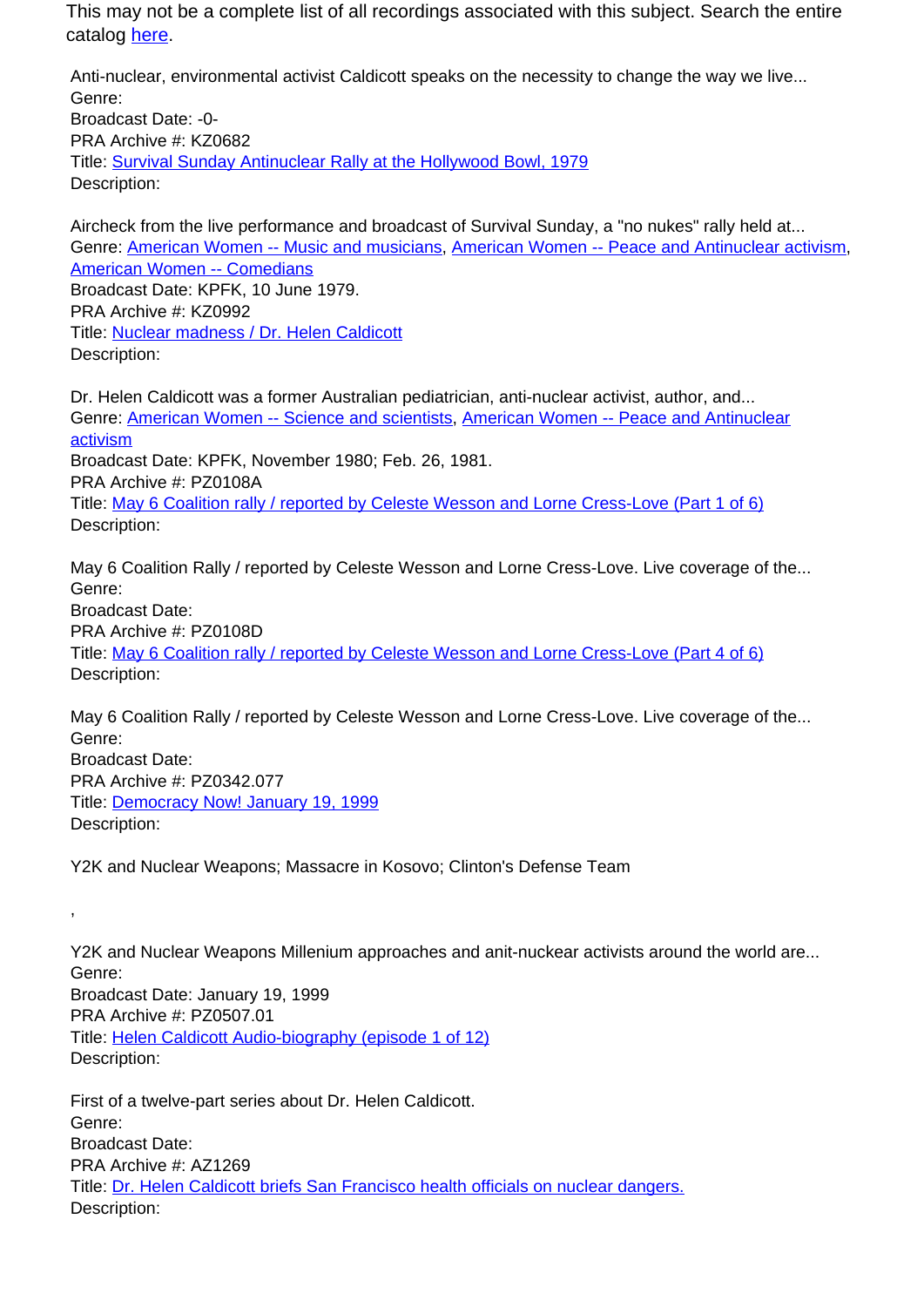This may not be a complete list of all recordings associated with this subject. Search the entire catalog [here](#).

Anti-nuclear, environmental activist Caldicott speaks on the necessity to change the way we live...
Genre:
Broadcast Date: -0-
PRA Archive #: KZ0682
Title: [Survival Sunday Antinuclear Rally at the Hollywood Bowl, 1979](#)
Description:

Aircheck from the live performance and broadcast of Survival Sunday, a "no nukes" rally held at...
Genre: [American Women -- Music and musicians](#), [American Women -- Peace and Antinuclear activism](#), [American Women -- Comedians](#)
Broadcast Date: KPFK, 10 June 1979.
PRA Archive #: KZ0992
Title: [Nuclear madness / Dr. Helen Caldicott](#)
Description:

Dr. Helen Caldicott was a former Australian pediatrician, anti-nuclear activist, author, and...
Genre: [American Women -- Science and scientists](#), [American Women -- Peace and Antinuclear activism](#)
Broadcast Date: KPFK, November 1980; Feb. 26, 1981.
PRA Archive #: PZ0108A
Title: [May 6 Coalition rally / reported by Celeste Wesson and Lorne Cress-Love (Part 1 of 6)](#)
Description:

May 6 Coalition Rally / reported by Celeste Wesson and Lorne Cress-Love. Live coverage of the...
Genre:
Broadcast Date:
PRA Archive #: PZ0108D
Title: [May 6 Coalition rally / reported by Celeste Wesson and Lorne Cress-Love (Part 4 of 6)](#)
Description:

May 6 Coalition Rally / reported by Celeste Wesson and Lorne Cress-Love. Live coverage of the...
Genre:
Broadcast Date:
PRA Archive #: PZ0342.077
Title: [Democracy Now! January 19, 1999](#)
Description:

Y2K and Nuclear Weapons; Massacre in Kosovo; Clinton's Defense Team

,

Y2K and Nuclear Weapons Millenium approaches and anit-nuckear activists around the world are...
Genre:
Broadcast Date: January 19, 1999
PRA Archive #: PZ0507.01
Title: [Helen Caldicott Audio-biography (episode 1 of 12)](#)
Description:

First of a twelve-part series about Dr. Helen Caldicott.
Genre:
Broadcast Date:
PRA Archive #: AZ1269
Title: [Dr. Helen Caldicott briefs San Francisco health officials on nuclear dangers.](#)
Description: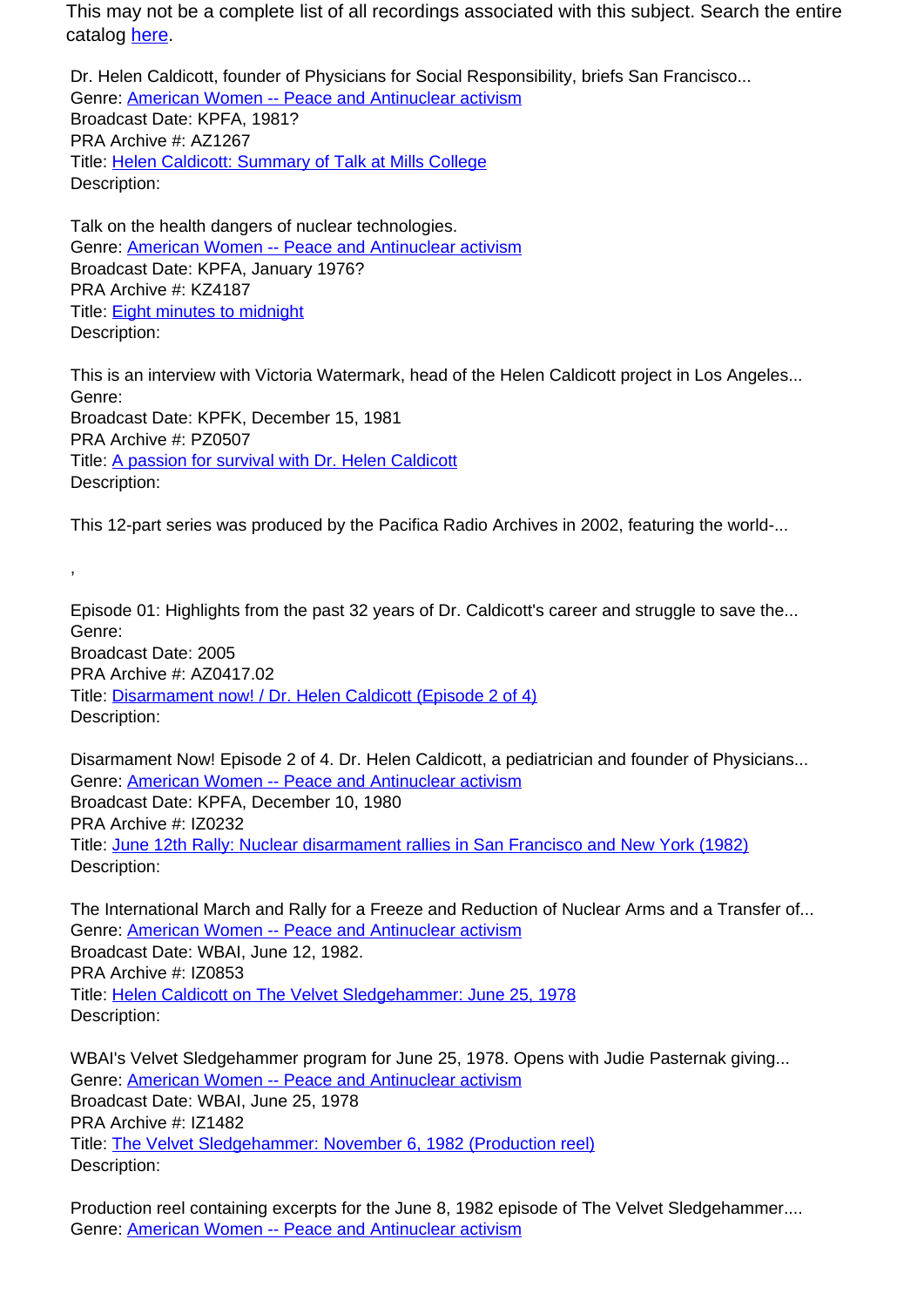This may not be a complete list of all recordings associated with this subject. Search the entire catalog here.

Dr. Helen Caldicott, founder of Physicians for Social Responsibility, briefs San Francisco...
Genre: American Women -- Peace and Antinuclear activism
Broadcast Date: KPFA, 1981?
PRA Archive #: AZ1267
Title: Helen Caldicott: Summary of Talk at Mills College
Description:

Talk on the health dangers of nuclear technologies.
Genre: American Women -- Peace and Antinuclear activism
Broadcast Date: KPFA, January 1976?
PRA Archive #: KZ4187
Title: Eight minutes to midnight
Description:

This is an interview with Victoria Watermark, head of the Helen Caldicott project in Los Angeles...
Genre:
Broadcast Date: KPFK, December 15, 1981
PRA Archive #: PZ0507
Title: A passion for survival with Dr. Helen Caldicott
Description:

This 12-part series was produced by the Pacifica Radio Archives in 2002, featuring the world-...

,

Episode 01: Highlights from the past 32 years of Dr. Caldicott's career and struggle to save the...
Genre:
Broadcast Date: 2005
PRA Archive #: AZ0417.02
Title: Disarmament now! / Dr. Helen Caldicott (Episode 2 of 4)
Description:

Disarmament Now! Episode 2 of 4. Dr. Helen Caldicott, a pediatrician and founder of Physicians...
Genre: American Women -- Peace and Antinuclear activism
Broadcast Date: KPFA, December 10, 1980
PRA Archive #: IZ0232
Title: June 12th Rally: Nuclear disarmament rallies in San Francisco and New York (1982)
Description:

The International March and Rally for a Freeze and Reduction of Nuclear Arms and a Transfer of...
Genre: American Women -- Peace and Antinuclear activism
Broadcast Date: WBAI, June 12, 1982.
PRA Archive #: IZ0853
Title: Helen Caldicott on The Velvet Sledgehammer: June 25, 1978
Description:

WBAI's Velvet Sledgehammer program for June 25, 1978. Opens with Judie Pasternak giving...
Genre: American Women -- Peace and Antinuclear activism
Broadcast Date: WBAI, June 25, 1978
PRA Archive #: IZ1482
Title: The Velvet Sledgehammer: November 6, 1982 (Production reel)
Description:

Production reel containing excerpts for the June 8, 1982 episode of The Velvet Sledgehammer....
Genre: American Women -- Peace and Antinuclear activism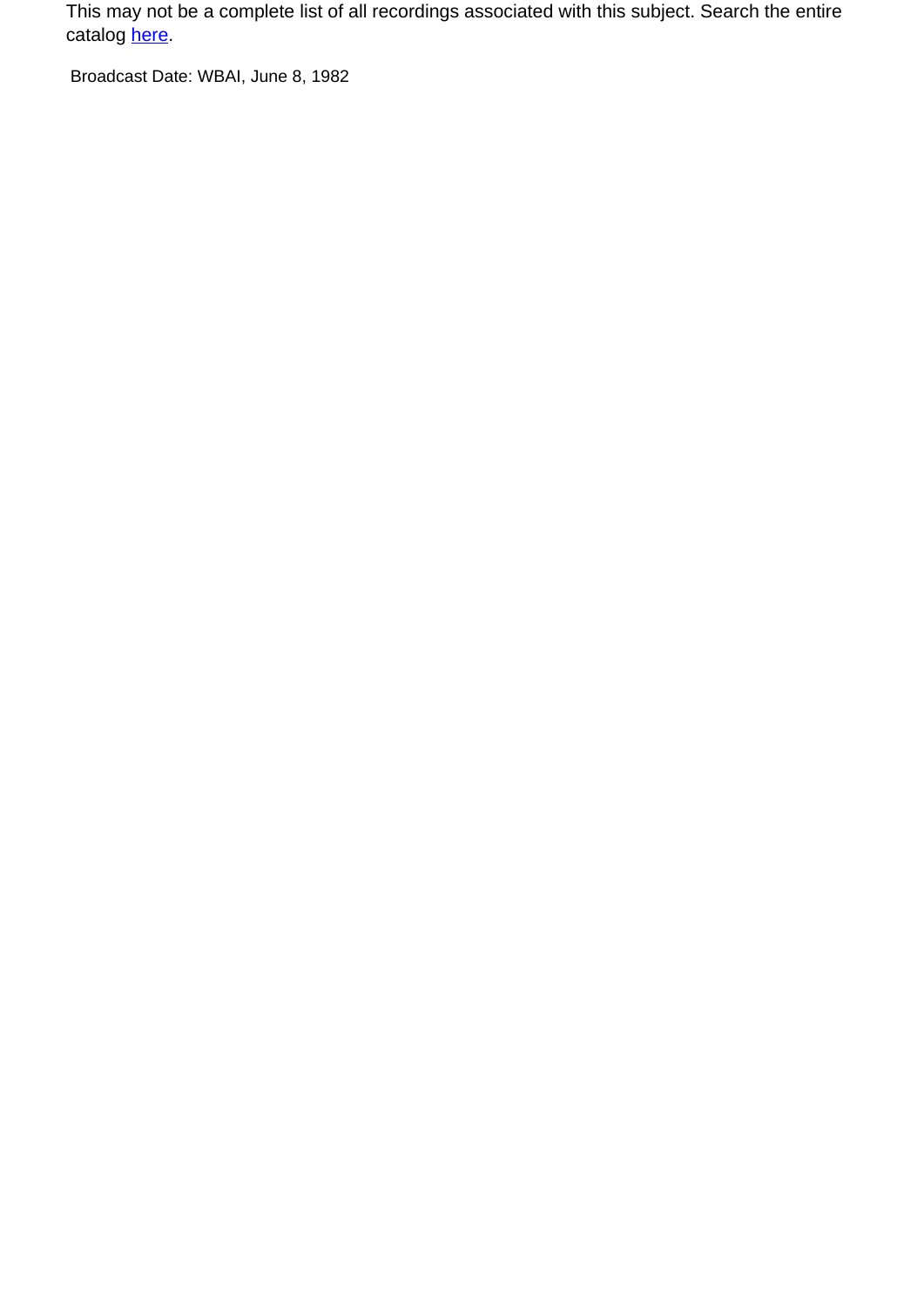This may not be a complete list of all recordings associated with this subject. Search the entire catalog [here](here).

Broadcast Date: WBAI, June 8, 1982